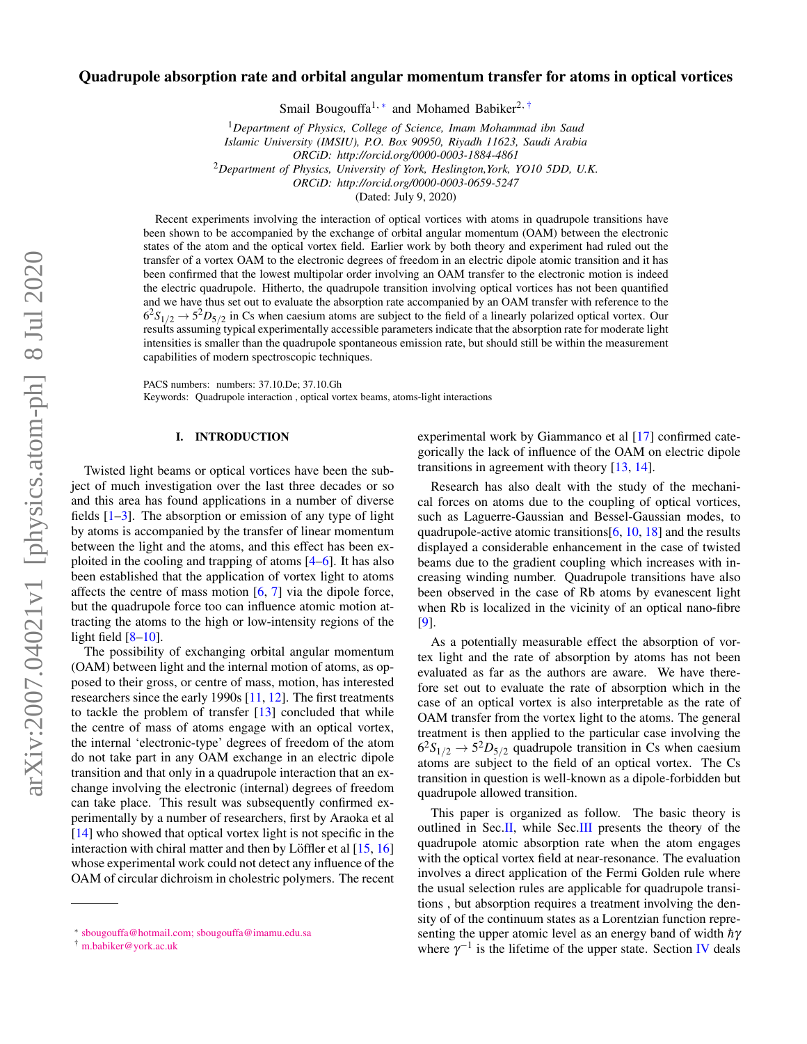# Quadrupole absorption rate and orbital angular momentum transfer for atoms in optical vortices

Smail Bougouffa[1,*] and Mohamed Babiker[2,†]

[1] *Department of Physics, College of Science, Imam Mohammad ibn Saud Islamic University (IMSIU), P.O. Box 90950, Riyadh 11623, Saudi Arabia*
*ORCiD: http://orcid.org/0000-0003-1884-4861*

[2] *Department of Physics, University of York, Heslington,York, YO10 5DD, U.K.*
*ORCiD: http://orcid.org/0000-0003-0659-5247*

(Dated: July 9, 2020)

Recent experiments involving the interaction of optical vortices with atoms in quadrupole transitions have been shown to be accompanied by the exchange of orbital angular momentum (OAM) between the electronic states of the atom and the optical vortex field. Earlier work by both theory and experiment had ruled out the transfer of a vortex OAM to the electronic degrees of freedom in an electric dipole atomic transition and it has been confirmed that the lowest multipolar order involving an OAM transfer to the electronic motion is indeed the electric quadrupole. Hitherto, the quadrupole transition involving optical vortices has not been quantified and we have thus set out to evaluate the absorption rate accompanied by an OAM transfer with reference to the $6^2S_{1/2} \rightarrow 5^2D_{5/2}$ in Cs when caesium atoms are subject to the field of a linearly polarized optical vortex. Our results assuming typical experimentally accessible parameters indicate that the absorption rate for moderate light intensities is smaller than the quadrupole spontaneous emission rate, but should still be within the measurement capabilities of modern spectroscopic techniques.

PACS numbers: numbers: 37.10.De; 37.10.Gh
Keywords: Quadrupole interaction , optical vortex beams, atoms-light interactions

## I. INTRODUCTION

Twisted light beams or optical vortices have been the subject of much investigation over the last three decades or so and this area has found applications in a number of diverse fields [1–3]. The absorption or emission of any type of light by atoms is accompanied by the transfer of linear momentum between the light and the atoms, and this effect has been exploited in the cooling and trapping of atoms [4–6]. It has also been established that the application of vortex light to atoms affects the centre of mass motion [6, 7] via the dipole force, but the quadrupole force too can influence atomic motion attracting the atoms to the high or low-intensity regions of the light field [8–10].

The possibility of exchanging orbital angular momentum (OAM) between light and the internal motion of atoms, as opposed to their gross, or centre of mass, motion, has interested researchers since the early 1990s [11, 12]. The first treatments to tackle the problem of transfer [13] concluded that while the centre of mass of atoms engage with an optical vortex, the internal 'electronic-type' degrees of freedom of the atom do not take part in any OAM exchange in an electric dipole transition and that only in a quadrupole interaction that an exchange involving the electronic (internal) degrees of freedom can take place. This result was subsequently confirmed experimentally by a number of researchers, first by Araoka et al [14] who showed that optical vortex light is not specific in the interaction with chiral matter and then by Löffler et al [15, 16] whose experimental work could not detect any influence of the OAM of circular dichroism in cholestric polymers. The recent experimental work by Giammanco et al [17] confirmed categorically the lack of influence of the OAM on electric dipole transitions in agreement with theory [13, 14].

Research has also dealt with the study of the mechanical forces on atoms due to the coupling of optical vortices, such as Laguerre-Gaussian and Bessel-Gaussian modes, to quadrupole-active atomic transitions[6, 10, 18] and the results displayed a considerable enhancement in the case of twisted beams due to the gradient coupling which increases with increasing winding number. Quadrupole transitions have also been observed in the case of Rb atoms by evanescent light when Rb is localized in the vicinity of an optical nano-fibre [9].

As a potentially measurable effect the absorption of vortex light and the rate of absorption by atoms has not been evaluated as far as the authors are aware. We have therefore set out to evaluate the rate of absorption which in the case of an optical vortex is also interpretable as the rate of OAM transfer from the vortex light to the atoms. The general treatment is then applied to the particular case involving the $6^2S_{1/2} \rightarrow 5^2D_{5/2}$ quadrupole transition in Cs when caesium atoms are subject to the field of an optical vortex. The Cs transition in question is well-known as a dipole-forbidden but quadrupole allowed transition.

This paper is organized as follow. The basic theory is outlined in Sec.II, while Sec.III presents the theory of the quadrupole atomic absorption rate when the atom engages with the optical vortex field at near-resonance. The evaluation involves a direct application of the Fermi Golden rule where the usual selection rules are applicable for quadrupole transitions , but absorption requires a treatment involving the density of of the continuum states as a Lorentzian function representing the upper atomic level as an energy band of width $\hbar\gamma$ where $\gamma^{-1}$ is the lifetime of the upper state. Section IV deals

---

* sbougouffa@hotmail.com; sbougouffa@imamu.edu.sa
† m.babiker@york.ac.uk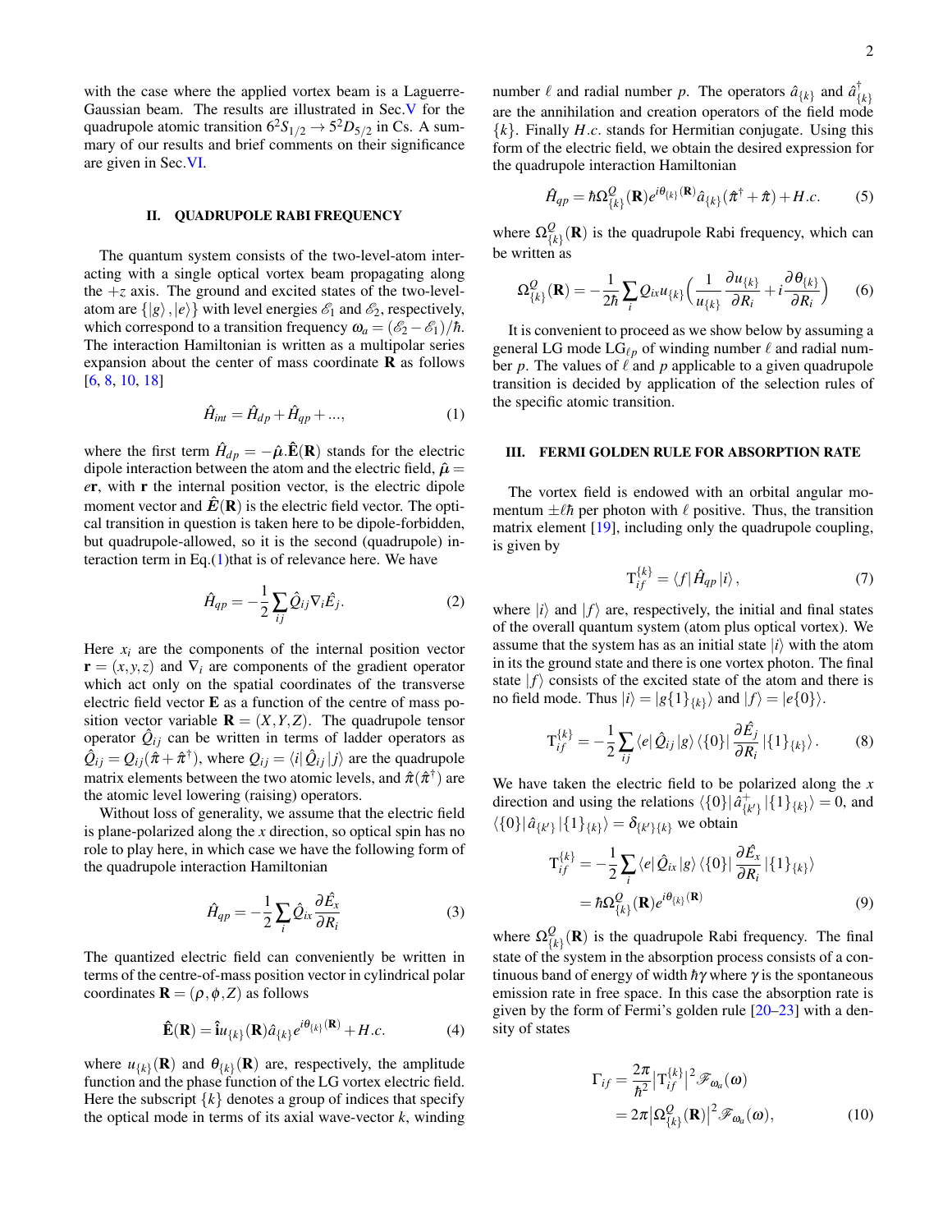with the case where the applied vortex beam is a Laguerre-Gaussian beam. The results are illustrated in Sec.V for the quadrupole atomic transition $6^2S_{1/2} \rightarrow 5^2D_{5/2}$ in Cs. A summary of our results and brief comments on their significance are given in Sec.VI.

## II. QUADRUPOLE RABI FREQUENCY

The quantum system consists of the two-level-atom interacting with a single optical vortex beam propagating along the $+z$ axis. The ground and excited states of the two-level-atom are $\{|g\rangle, |e\rangle\}$ with level energies $\mathscr{E}_1$ and $\mathscr{E}_2$, respectively, which correspond to a transition frequency $\omega_a = (\mathscr{E}_2 - \mathscr{E}_1)/\hbar$. The interaction Hamiltonian is written as a multipolar series expansion about the center of mass coordinate $\mathbf{R}$ as follows [6, 8, 10, 18]

$$\hat{H}_{int} = \hat{H}_{dp} + \hat{H}_{qp} + ..., \tag{1}$$

where the first term $\hat{H}_{dp} = -\hat{\boldsymbol{\mu}}.\hat{\mathbf{E}}(\mathbf{R})$ stands for the electric dipole interaction between the atom and the electric field, $\hat{\boldsymbol{\mu}} = e\mathbf{r}$, with $\mathbf{r}$ the internal position vector, is the electric dipole moment vector and $\hat{\boldsymbol{E}}(\mathbf{R})$ is the electric field vector. The optical transition in question is taken here to be dipole-forbidden, but quadrupole-allowed, so it is the second (quadrupole) interaction term in Eq.(1)that is of relevance here. We have

$$\hat{H}_{qp} = -\frac{1}{2}\sum_{ij}\hat{Q}_{ij}\nabla_i\hat{E}_j. \tag{2}$$

Here $x_i$ are the components of the internal position vector $\mathbf{r} = (x, y, z)$ and $\nabla_i$ are components of the gradient operator which act only on the spatial coordinates of the transverse electric field vector $\mathbf{E}$ as a function of the centre of mass position vector variable $\mathbf{R} = (X, Y, Z)$. The quadrupole tensor operator $\hat{Q}_{ij}$ can be written in terms of ladder operators as $\hat{Q}_{ij} = Q_{ij}(\hat{\pi} + \hat{\pi}^\dagger)$, where $Q_{ij} = \langle i|\hat{Q}_{ij}|j\rangle$ are the quadrupole matrix elements between the two atomic levels, and $\hat{\pi}(\hat{\pi}^\dagger)$ are the atomic level lowering (raising) operators.

Without loss of generality, we assume that the electric field is plane-polarized along the $x$ direction, so optical spin has no role to play here, in which case we have the following form of the quadrupole interaction Hamiltonian

$$\hat{H}_{qp} = -\frac{1}{2}\sum_{i}\hat{Q}_{ix}\frac{\partial\hat{E}_x}{\partial R_i} \tag{3}$$

The quantized electric field can conveniently be written in terms of the centre-of-mass position vector in cylindrical polar coordinates $\mathbf{R} = (\rho, \phi, Z)$ as follows

$$\hat{\mathbf{E}}(\mathbf{R}) = \hat{\mathbf{i}}u_{\{k\}}(\mathbf{R})\hat{a}_{\{k\}}e^{i\theta_{\{k\}}(\mathbf{R})} + H.c. \tag{4}$$

where $u_{\{k\}}(\mathbf{R})$ and $\theta_{\{k\}}(\mathbf{R})$ are, respectively, the amplitude function and the phase function of the LG vortex electric field. Here the subscript $\{k\}$ denotes a group of indices that specify the optical mode in terms of its axial wave-vector $k$, winding number $\ell$ and radial number $p$. The operators $\hat{a}_{\{k\}}$ and $\hat{a}^\dagger_{\{k\}}$ are the annihilation and creation operators of the field mode $\{k\}$. Finally $H.c.$ stands for Hermitian conjugate. Using this form of the electric field, we obtain the desired expression for the quadrupole interaction Hamiltonian

$$\hat{H}_{qp} = \hbar\Omega^Q_{\{k\}}(\mathbf{R})e^{i\theta_{\{k\}}(\mathbf{R})}\hat{a}_{\{k\}}(\hat{\pi}^\dagger + \hat{\pi}) + H.c. \tag{5}$$

where $\Omega^Q_{\{k\}}(\mathbf{R})$ is the quadrupole Rabi frequency, which can be written as

$$\Omega^Q_{\{k\}}(\mathbf{R}) = -\frac{1}{2\hbar}\sum_i Q_{ix}u_{\{k\}}\Big(\frac{1}{u_{\{k\}}}\frac{\partial u_{\{k\}}}{\partial R_i} + i\frac{\partial\theta_{\{k\}}}{\partial R_i}\Big) \tag{6}$$

It is convenient to proceed as we show below by assuming a general LG mode $\text{LG}_{\ell p}$ of winding number $\ell$ and radial number $p$. The values of $\ell$ and $p$ applicable to a given quadrupole transition is decided by application of the selection rules of the specific atomic transition.

## III. FERMI GOLDEN RULE FOR ABSORPTION RATE

The vortex field is endowed with an orbital angular momentum $\pm\ell\hbar$ per photon with $\ell$ positive. Thus, the transition matrix element [19], including only the quadrupole coupling, is given by

$$\text{T}^{\{k\}}_{if} = \langle f|\hat{H}_{qp}|i\rangle, \tag{7}$$

where $|i\rangle$ and $|f\rangle$ are, respectively, the initial and final states of the overall quantum system (atom plus optical vortex). We assume that the system has as an initial state $|i\rangle$ with the atom in its the ground state and there is one vortex photon. The final state $|f\rangle$ consists of the excited state of the atom and there is no field mode. Thus $|i\rangle = |g\{1\}_{\{k\}}\rangle$ and $|f\rangle = |e\{0\}\rangle$.

$$\text{T}^{\{k\}}_{if} = -\frac{1}{2}\sum_{ij}\langle e|\hat{Q}_{ij}|g\rangle\langle\{0\}|\frac{\partial\hat{E}_j}{\partial R_i}|\{1\}_{\{k\}}\rangle. \tag{8}$$

We have taken the electric field to be polarized along the $x$ direction and using the relations $\langle\{0\}|\hat{a}^+_{\{k'\}}|\{1\}_{\{k\}}\rangle = 0$, and $\langle\{0\}|\hat{a}_{\{k'\}}|\{1\}_{\{k\}}\rangle = \delta_{\{k'\}\{k\}}$ we obtain

$$\begin{aligned}\text{T}^{\{k\}}_{if} &= -\frac{1}{2}\sum_{i}\langle e|\hat{Q}_{ix}|g\rangle\langle\{0\}|\frac{\partial\hat{E}_x}{\partial R_i}|\{1\}_{\{k\}}\rangle \\ &= \hbar\Omega^Q_{\{k\}}(\mathbf{R})e^{i\theta_{\{k\}}(\mathbf{R})}\end{aligned} \tag{9}$$

where $\Omega^Q_{\{k\}}(\mathbf{R})$ is the quadrupole Rabi frequency. The final state of the system in the absorption process consists of a continuous band of energy of width $\hbar\gamma$ where $\gamma$ is the spontaneous emission rate in free space. In this case the absorption rate is given by the form of Fermi's golden rule [20–23] with a density of states

$$\begin{aligned}\Gamma_{if} &= \frac{2\pi}{\hbar^2}\big|\text{T}^{\{k\}}_{if}\big|^2\mathscr{F}_{\omega_a}(\omega) \\ &= 2\pi\big|\Omega^Q_{\{k\}}(\mathbf{R})\big|^2\mathscr{F}_{\omega_a}(\omega),\end{aligned} \tag{10}$$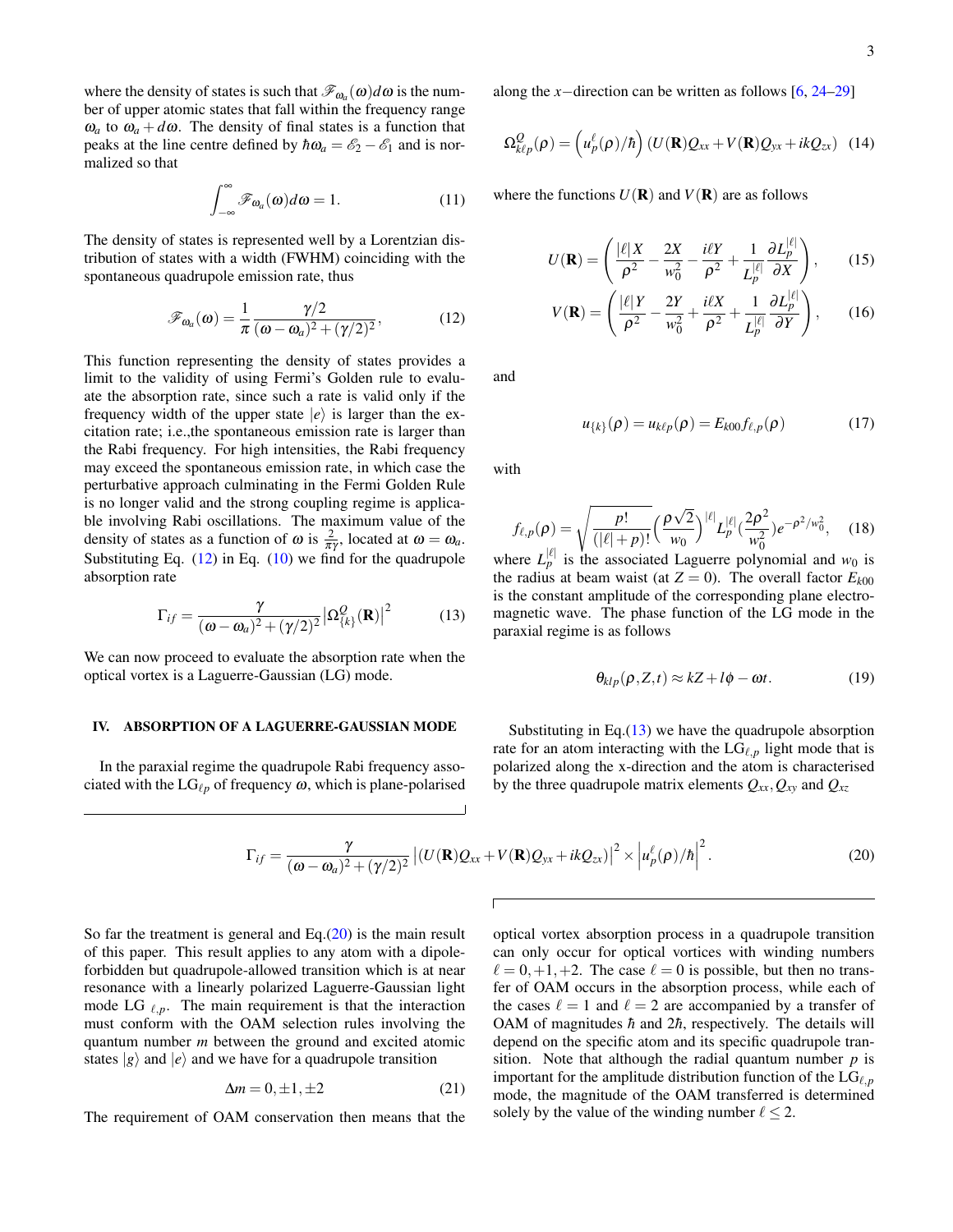where the density of states is such that $\mathscr{F}_{\omega_a}(\omega)d\omega$ is the number of upper atomic states that fall within the frequency range $\omega_a$ to $\omega_a + d\omega$. The density of final states is a function that peaks at the line centre defined by $\hbar\omega_a = \mathscr{E}_2 - \mathscr{E}_1$ and is normalized so that

$$\int_{-\infty}^{\infty} \mathscr{F}_{\omega_a}(\omega)d\omega = 1. \tag{11}$$

The density of states is represented well by a Lorentzian distribution of states with a width (FWHM) coinciding with the spontaneous quadrupole emission rate, thus

$$\mathscr{F}_{\omega_a}(\omega) = \frac{1}{\pi}\frac{\gamma/2}{(\omega-\omega_a)^2 + (\gamma/2)^2}, \tag{12}$$

This function representing the density of states provides a limit to the validity of using Fermi's Golden rule to evaluate the absorption rate, since such a rate is valid only if the frequency width of the upper state $|e\rangle$ is larger than the excitation rate; i.e.,the spontaneous emission rate is larger than the Rabi frequency. For high intensities, the Rabi frequency may exceed the spontaneous emission rate, in which case the perturbative approach culminating in the Fermi Golden Rule is no longer valid and the strong coupling regime is applicable involving Rabi oscillations. The maximum value of the density of states as a function of $\omega$ is $\frac{2}{\pi\gamma}$, located at $\omega = \omega_a$. Substituting Eq. (12) in Eq. (10) we find for the quadrupole absorption rate

$$\Gamma_{if} = \frac{\gamma}{(\omega-\omega_a)^2 + (\gamma/2)^2}\left|\Omega^{Q}_{\{k\}}(\mathbf{R})\right|^2 \tag{13}$$

We can now proceed to evaluate the absorption rate when the optical vortex is a Laguerre-Gaussian (LG) mode.

## IV. ABSORPTION OF A LAGUERRE-GAUSSIAN MODE

In the paraxial regime the quadrupole Rabi frequency associated with the $\mathrm{LG}_{\ell p}$ of frequency $\omega$, which is plane-polarised along the $x-$direction can be written as follows [6, 24–29]

$$\Omega^{Q}_{k\ell p}(\rho) = \left(u^{\ell}_{p}(\rho)/\hbar\right)\left(U(\mathbf{R})Q_{xx} + V(\mathbf{R})Q_{yx} + ikQ_{zx}\right) \tag{14}$$

where the functions $U(\mathbf{R})$ and $V(\mathbf{R})$ are as follows

$$U(\mathbf{R}) = \left(\frac{|\ell|X}{\rho^2} - \frac{2X}{w_0^2} - \frac{i\ell Y}{\rho^2} + \frac{1}{L^{|\ell|}_{p}}\frac{\partial L^{|\ell|}_{p}}{\partial X}\right), \tag{15}$$

$$V(\mathbf{R}) = \left(\frac{|\ell|Y}{\rho^2} - \frac{2Y}{w_0^2} + \frac{i\ell X}{\rho^2} + \frac{1}{L^{|\ell|}_{p}}\frac{\partial L^{|\ell|}_{p}}{\partial Y}\right), \tag{16}$$

and

$$u_{\{k\}}(\rho) = u_{k\ell p}(\rho) = E_{k00} f_{\ell,p}(\rho) \tag{17}$$

with

$$f_{\ell,p}(\rho) = \sqrt{\frac{p!}{(|\ell|+p)!}}\Big(\frac{\rho\sqrt{2}}{w_0}\Big)^{|\ell|} L^{|\ell|}_{p}\big(\frac{2\rho^2}{w_0^2}\big)e^{-\rho^2/w_0^2}, \tag{18}$$

where $L^{|\ell|}_{p}$ is the associated Laguerre polynomial and $w_0$ is the radius at beam waist (at $Z = 0$). The overall factor $E_{k00}$ is the constant amplitude of the corresponding plane electromagnetic wave. The phase function of the LG mode in the paraxial regime is as follows

$$\theta_{klp}(\rho, Z, t) \approx kZ + l\phi - \omega t. \tag{19}$$

Substituting in Eq.(13) we have the quadrupole absorption rate for an atom interacting with the $\mathrm{LG}_{\ell,p}$ light mode that is polarized along the x-direction and the atom is characterised by the three quadrupole matrix elements $Q_{xx}, Q_{xy}$ and $Q_{xz}$

$$\Gamma_{if} = \frac{\gamma}{(\omega-\omega_a)^2 + (\gamma/2)^2}\left|\left(U(\mathbf{R})Q_{xx} + V(\mathbf{R})Q_{yx} + ikQ_{zx}\right)\right|^2 \times \left|u^{\ell}_{p}(\rho)/\hbar\right|^2. \tag{20}$$

So far the treatment is general and Eq.(20) is the main result of this paper. This result applies to any atom with a dipole-forbidden but quadrupole-allowed transition which is at near resonance with a linearly polarized Laguerre-Gaussian light mode LG $_{\ell,p}$. The main requirement is that the interaction must conform with the OAM selection rules involving the quantum number $m$ between the ground and excited atomic states $|g\rangle$ and $|e\rangle$ and we have for a quadrupole transition

$$\Delta m = 0, \pm 1, \pm 2 \tag{21}$$

The requirement of OAM conservation then means that the optical vortex absorption process in a quadrupole transition can only occur for optical vortices with winding numbers $\ell = 0, +1, +2$. The case $\ell = 0$ is possible, but then no transfer of OAM occurs in the absorption process, while each of the cases $\ell = 1$ and $\ell = 2$ are accompanied by a transfer of OAM of magnitudes $\hbar$ and $2\hbar$, respectively. The details will depend on the specific atom and its specific quadrupole transition. Note that although the radial quantum number $p$ is important for the amplitude distribution function of the $\mathrm{LG}_{\ell,p}$ mode, the magnitude of the OAM transferred is determined solely by the value of the winding number $\ell \leq 2$.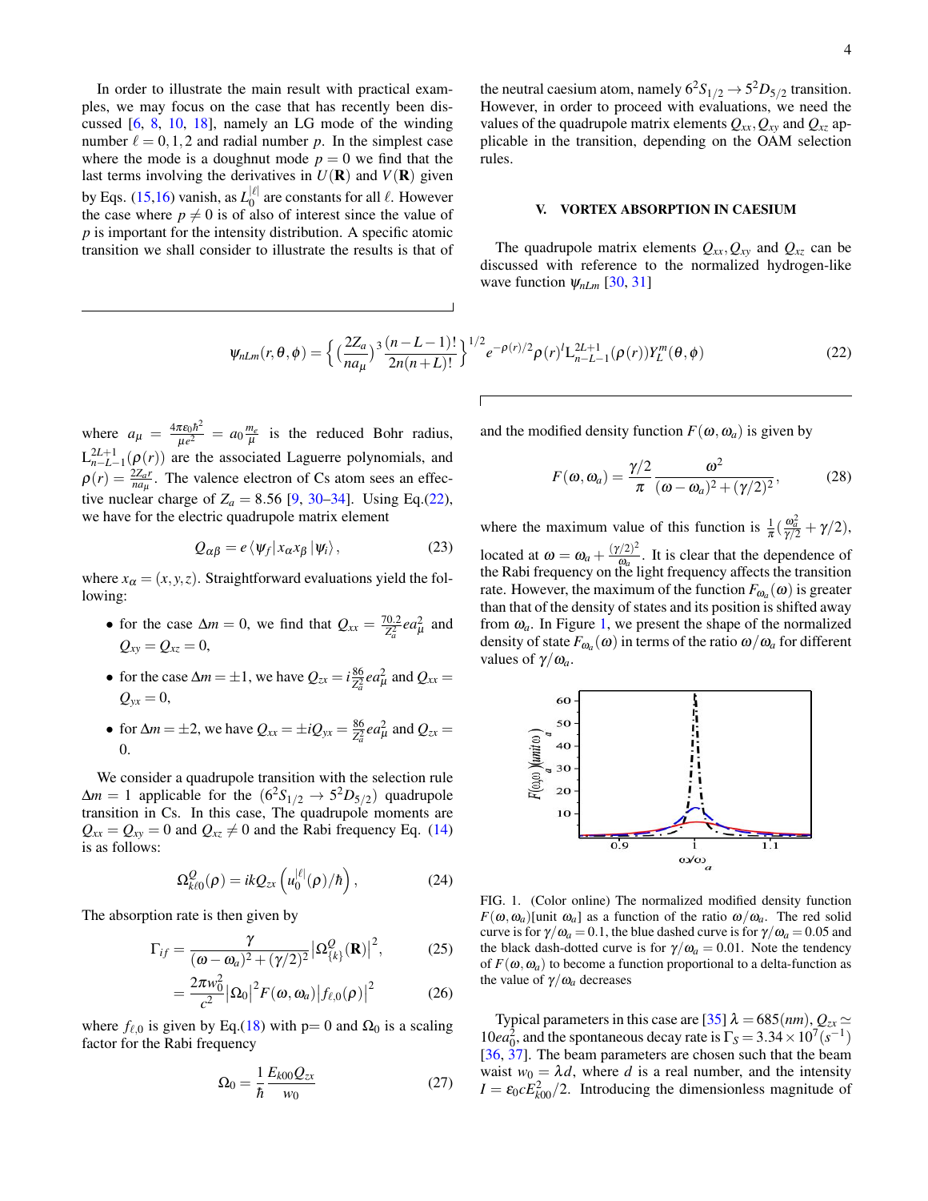In order to illustrate the main result with practical examples, we may focus on the case that has recently been discussed [6, 8, 10, 18], namely an LG mode of the winding number $\ell = 0, 1, 2$ and radial number $p$. In the simplest case where the mode is a doughnut mode $p = 0$ we find that the last terms involving the derivatives in $U(\mathbf{R})$ and $V(\mathbf{R})$ given by Eqs. (15,16) vanish, as $L_0^{|\ell|}$ are constants for all $\ell$. However the case where $p \neq 0$ is of also of interest since the value of $p$ is important for the intensity distribution. A specific atomic transition we shall consider to illustrate the results is that of the neutral caesium atom, namely $6^2S_{1/2} \to 5^2D_{5/2}$ transition. However, in order to proceed with evaluations, we need the values of the quadrupole matrix elements $Q_{xx}, Q_{xy}$ and $Q_{xz}$ applicable in the transition, depending on the OAM selection rules.

## V. VORTEX ABSORPTION IN CAESIUM

The quadrupole matrix elements $Q_{xx}, Q_{xy}$ and $Q_{xz}$ can be discussed with reference to the normalized hydrogen-like wave function $\psi_{nLm}$ [30, 31]

$$\psi_{nLm}(r,\theta,\phi) = \left\{ \left(\frac{2Z_a}{na_\mu}\right)^3 \frac{(n-L-1)!}{2n(n+L)!} \right\}^{1/2} e^{-\rho(r)/2} \rho(r)^l \mathrm{L}_{n-L-1}^{2L+1}(\rho(r)) Y_L^m(\theta,\phi) \tag{22}$$

where $a_\mu = \frac{4\pi\varepsilon_0 \hbar^2}{\mu e^2} = a_0 \frac{m_e}{\mu}$ is the reduced Bohr radius, $\mathrm{L}_{n-L-1}^{2L+1}(\rho(r))$ are the associated Laguerre polynomials, and $\rho(r) = \frac{2Z_a r}{na_\mu}$. The valence electron of Cs atom sees an effective nuclear charge of $Z_a = 8.56$ [9, 30–34]. Using Eq.(22), we have for the electric quadrupole matrix element

$$Q_{\alpha\beta} = e \langle \psi_f | x_\alpha x_\beta | \psi_i \rangle, \tag{23}$$

where $x_\alpha = (x, y, z)$. Straightforward evaluations yield the following:

- for the case $\Delta m = 0$, we find that $Q_{xx} = \frac{70.2}{Z_a^2} e a_\mu^2$ and $Q_{xy} = Q_{xz} = 0$,
- for the case $\Delta m = \pm 1$, we have $Q_{zx} = i \frac{86}{Z_a^2} e a_\mu^2$ and $Q_{xx} = Q_{yx} = 0$,
- for $\Delta m = \pm 2$, we have $Q_{xx} = \pm i Q_{yx} = \frac{86}{Z_a^2} e a_\mu^2$ and $Q_{zx} = 0$.

We consider a quadrupole transition with the selection rule $\Delta m = 1$ applicable for the $(6^2S_{1/2} \to 5^2D_{5/2})$ quadrupole transition in Cs. In this case, The quadrupole moments are $Q_{xx} = Q_{xy} = 0$ and $Q_{xz} \neq 0$ and the Rabi frequency Eq. (14) is as follows:

$$\Omega_{k\ell 0}^{Q}(\rho) = ikQ_{zx}\left(u_0^{|\ell|}(\rho)/\hbar\right), \tag{24}$$

The absorption rate is then given by

$$\Gamma_{if} = \frac{\gamma}{(\omega-\omega_a)^2 + (\gamma/2)^2} \left|\Omega_{\{k\}}^{Q}(\mathbf{R})\right|^2, \tag{25}$$

$$= \frac{2\pi w_0^2}{c^2} \left|\Omega_0\right|^2 F(\omega,\omega_a) \left|f_{\ell,0}(\rho)\right|^2 \tag{26}$$

where $f_{\ell,0}$ is given by Eq.(18) with p= 0 and $\Omega_0$ is a scaling factor for the Rabi frequency

$$\Omega_0 = \frac{1}{\hbar} \frac{E_{k00} Q_{zx}}{w_0} \tag{27}$$

and the modified density function $F(\omega,\omega_a)$ is given by

$$F(\omega,\omega_a) = \frac{\gamma/2}{\pi} \frac{\omega^2}{(\omega-\omega_a)^2 + (\gamma/2)^2}, \tag{28}$$

where the maximum value of this function is $\frac{1}{\pi}(\frac{\omega_a^2}{\gamma/2} + \gamma/2)$, located at $\omega = \omega_a + \frac{(\gamma/2)^2}{\omega_a}$. It is clear that the dependence of the Rabi frequency on the light frequency affects the transition rate. However, the maximum of the function $F_{\omega_a}(\omega)$ is greater than that of the density of states and its position is shifted away from $\omega_a$. In Figure 1, we present the shape of the normalized density of state $F_{\omega_a}(\omega)$ in terms of the ratio $\omega/\omega_a$ for different values of $\gamma/\omega_a$.

FIG. 1. (Color online) The normalized modified density function $F(\omega,\omega_a)$[unit $\omega_a$] as a function of the ratio $\omega/\omega_a$. The red solid curve is for $\gamma/\omega_a = 0.1$, the blue dashed curve is for $\gamma/\omega_a = 0.05$ and the black dash-dotted curve is for $\gamma/\omega_a = 0.01$. Note the tendency of $F(\omega,\omega_a)$ to become a function proportional to a delta-function as the value of $\gamma/\omega_a$ decreases

Typical parameters in this case are [35] $\lambda = 685(nm)$, $Q_{zx} \simeq 10ea_0^2$, and the spontaneous decay rate is $\Gamma_S = 3.34 \times 10^7 (s^{-1})$ [36, 37]. The beam parameters are chosen such that the beam waist $w_0 = \lambda d$, where $d$ is a real number, and the intensity $I = \varepsilon_0 c E_{k00}^2/2$. Introducing the dimensionless magnitude of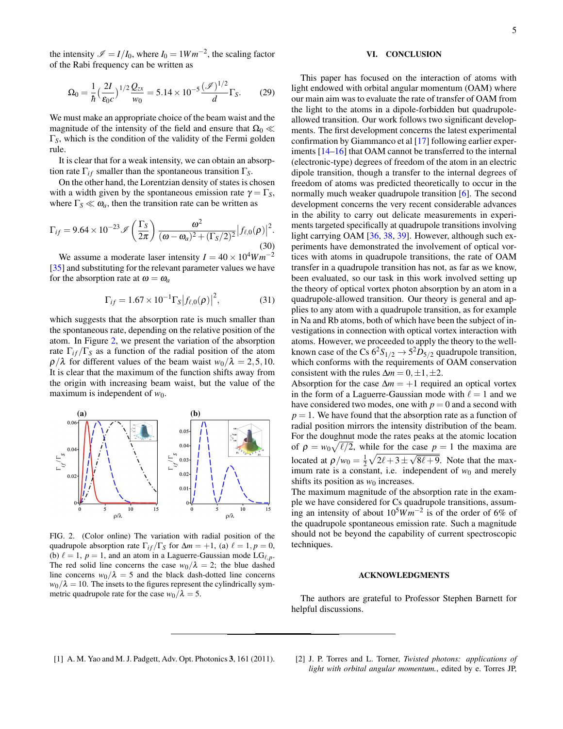the intensity $\mathscr{I} = I/I_0$, where $I_0 = 1Wm^{-2}$, the scaling factor of the Rabi frequency can be written as

$$\Omega_0 = \frac{1}{\hbar}\left(\frac{2I}{\varepsilon_0 c}\right)^{1/2}\frac{Q_{zx}}{w_0} = 5.14\times 10^{-5}\frac{(\mathscr{I})^{1/2}}{d}\Gamma_S. \tag{29}$$

We must make an appropriate choice of the beam waist and the magnitude of the intensity of the field and ensure that $\Omega_0 \ll \Gamma_S$, which is the condition of the validity of the Fermi golden rule.

It is clear that for a weak intensity, we can obtain an absorption rate $\Gamma_{if}$ smaller than the spontaneous transition $\Gamma_S$.

On the other hand, the Lorentzian density of states is chosen with a width given by the spontaneous emission rate $\gamma = \Gamma_S$, where $\Gamma_S \ll \omega_a$, then the transition rate can be written as

$$\Gamma_{if} = 9.64\times 10^{-23}\mathscr{I}\left(\frac{\Gamma_S}{2\pi}\right)\frac{\omega^2}{(\omega-\omega_a)^2+(\Gamma_S/2)^2}\left|f_{\ell,0}(\rho)\right|^2. \tag{30}$$

We assume a moderate laser intensity $I = 40\times 10^4 Wm^{-2}$ [35] and substituting for the relevant parameter values we have for the absorption rate at $\omega = \omega_a$

$$\Gamma_{if} = 1.67\times 10^{-1}\Gamma_S\left|f_{\ell,0}(\rho)\right|^2, \tag{31}$$

which suggests that the absorption rate is much smaller than the spontaneous rate, depending on the relative position of the atom. In Figure 2, we present the variation of the absorption rate $\Gamma_{if}/\Gamma_S$ as a function of the radial position of the atom $\rho/\lambda$ for different values of the beam waist $w_0/\lambda = 2, 5, 10$. It is clear that the maximum of the function shifts away from the origin with increasing beam waist, but the value of the maximum is independent of $w_0$.

FIG. 2. (Color online) The variation with radial position of the quadrupole absorption rate $\Gamma_{if}/\Gamma_S$ for $\Delta m = +1$, (a) $\ell = 1, p = 0$, (b) $\ell = 1$, $p = 1$, and an atom in a Laguerre-Gaussian mode $\mathrm{LG}_{\ell,p}$. The red solid line concerns the case $w_0/\lambda = 2$; the blue dashed line concerns $w_0/\lambda = 5$ and the black dash-dotted line concerns $w_0/\lambda = 10$. The insets to the figures represent the cylindrically symmetric quadrupole rate for the case $w_0/\lambda = 5$.

## VI. CONCLUSION

This paper has focused on the interaction of atoms with light endowed with orbital angular momentum (OAM) where our main aim was to evaluate the rate of transfer of OAM from the light to the atoms in a dipole-forbidden but quadrupole-allowed transition. Our work follows two significant developments. The first development concerns the latest experimental confirmation by Giammanco et al [17] following earlier experiments [14–16] that OAM cannot be transferred to the internal (electronic-type) degrees of freedom of the atom in an electric dipole transition, though a transfer to the internal degrees of freedom of atoms was predicted theoretically to occur in the normally much weaker quadrupole transition [6]. The second development concerns the very recent considerable advances in the ability to carry out delicate measurements in experiments targeted specifically at quadrupole transitions involving light carrying OAM [36, 38, 39]. However, although such experiments have demonstrated the involvement of optical vortices with atoms in quadrupole transitions, the rate of OAM transfer in a quadrupole transition has not, as far as we know, been evaluated, so our task in this work involved setting up the theory of optical vortex photon absorption by an atom in a quadrupole-allowed transition. Our theory is general and applies to any atom with a quadrupole transition, as for example in Na and Rb atoms, both of which have been the subject of investigations in connection with optical vortex interaction with atoms. However, we proceeded to apply the theory to the well-known case of the Cs $6^2S_{1/2} \rightarrow 5^2D_{5/2}$ quadrupole transition, which conforms with the requirements of OAM conservation consistent with the rules $\Delta m = 0, \pm 1, \pm 2$.

Absorption for the case $\Delta m = +1$ required an optical vortex in the form of a Laguerre-Gaussian mode with $\ell = 1$ and we have considered two modes, one with $p = 0$ and a second with $p = 1$. We have found that the absorption rate as a function of radial position mirrors the intensity distribution of the beam. For the doughnut mode the rates peaks at the atomic location of $\rho = w_0\sqrt{\ell/2}$, while for the case $p = 1$ the maxima are located at $\rho/w_0 = \frac{1}{2}\sqrt{2\ell+3\pm\sqrt{8\ell+9}}$. Note that the maximum rate is a constant, i.e. independent of $w_0$ and merely shifts its position as $w_0$ increases.

The maximum magnitude of the absorption rate in the example we have considered for Cs quadrupole transitions, assuming an intensity of about $10^5 Wm^{-2}$ is of the order of 6% of the quadrupole spontaneous emission rate. Such a magnitude should not be beyond the capability of current spectroscopic techniques.

## ACKNOWLEDGMENTS

The authors are grateful to Professor Stephen Barnett for helpful discussions.

---

[1] A. M. Yao and M. J. Padgett, Adv. Opt. Photonics **3**, 161 (2011).

[2] J. P. Torres and L. Torner, *Twisted photons: applications of light with orbital angular momentum.*, edited by e. Torres JP,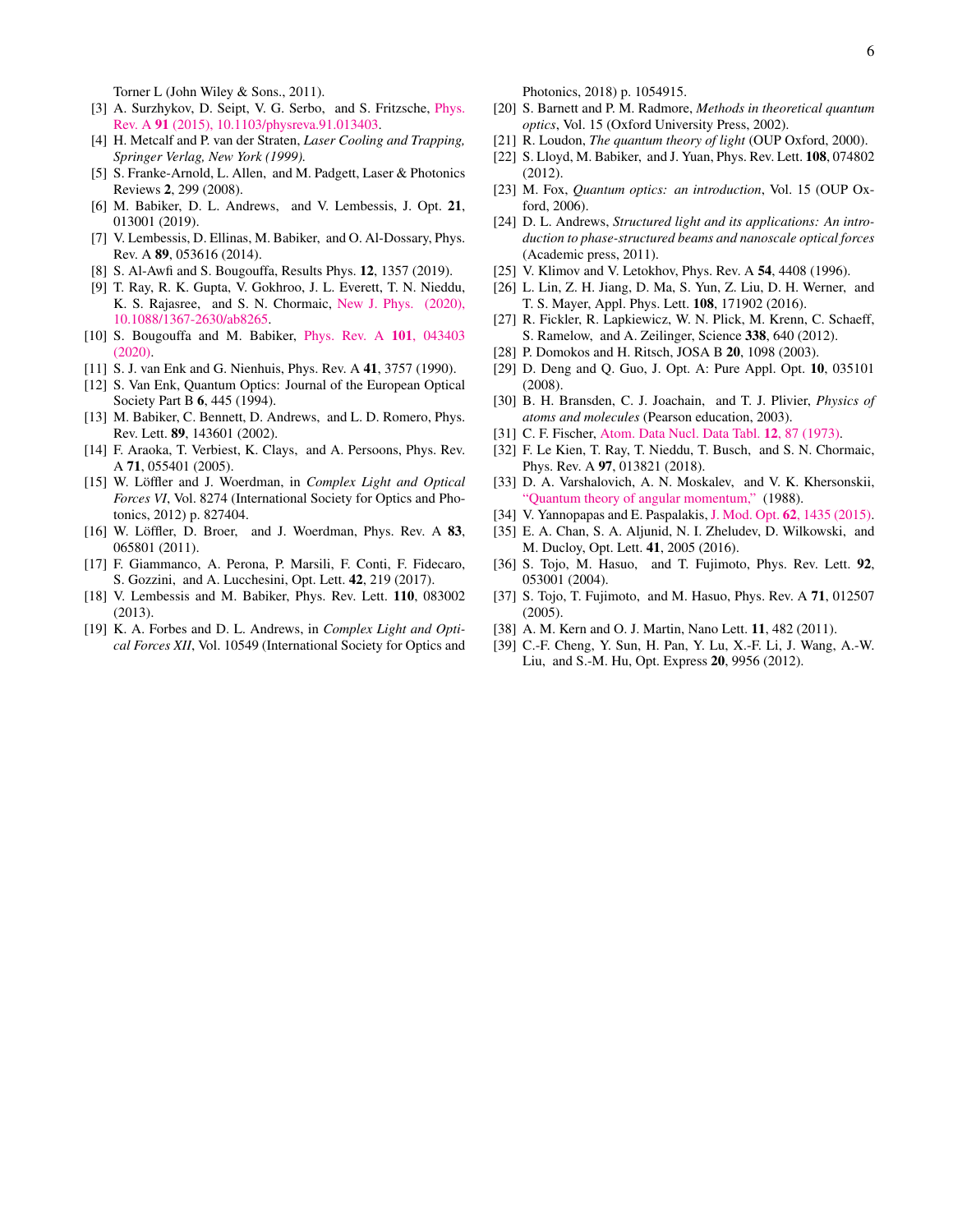Torner L (John Wiley & Sons., 2011).

[3] A. Surzhykov, D. Seipt, V. G. Serbo, and S. Fritzsche, Phys. Rev. A **91** (2015), 10.1103/physreva.91.013403.

[4] H. Metcalf and P. van der Straten, *Laser Cooling and Trapping, Springer Verlag, New York (1999).*

[5] S. Franke-Arnold, L. Allen, and M. Padgett, Laser & Photonics Reviews **2**, 299 (2008).

[6] M. Babiker, D. L. Andrews, and V. Lembessis, J. Opt. **21**, 013001 (2019).

[7] V. Lembessis, D. Ellinas, M. Babiker, and O. Al-Dossary, Phys. Rev. A **89**, 053616 (2014).

[8] S. Al-Awfi and S. Bougouffa, Results Phys. **12**, 1357 (2019).

[9] T. Ray, R. K. Gupta, V. Gokhroo, J. L. Everett, T. N. Nieddu, K. S. Rajasree, and S. N. Chormaic, New J. Phys. (2020), 10.1088/1367-2630/ab8265.

[10] S. Bougouffa and M. Babiker, Phys. Rev. A **101**, 043403 (2020).

[11] S. J. van Enk and G. Nienhuis, Phys. Rev. A **41**, 3757 (1990).

[12] S. Van Enk, Quantum Optics: Journal of the European Optical Society Part B **6**, 445 (1994).

[13] M. Babiker, C. Bennett, D. Andrews, and L. D. Romero, Phys. Rev. Lett. **89**, 143601 (2002).

[14] F. Araoka, T. Verbiest, K. Clays, and A. Persoons, Phys. Rev. A **71**, 055401 (2005).

[15] W. Löffler and J. Woerdman, in *Complex Light and Optical Forces VI*, Vol. 8274 (International Society for Optics and Photonics, 2012) p. 827404.

[16] W. Löffler, D. Broer, and J. Woerdman, Phys. Rev. A **83**, 065801 (2011).

[17] F. Giammanco, A. Perona, P. Marsili, F. Conti, F. Fidecaro, S. Gozzini, and A. Lucchesini, Opt. Lett. **42**, 219 (2017).

[18] V. Lembessis and M. Babiker, Phys. Rev. Lett. **110**, 083002 (2013).

[19] K. A. Forbes and D. L. Andrews, in *Complex Light and Optical Forces XII*, Vol. 10549 (International Society for Optics and Photonics, 2018) p. 1054915.

[20] S. Barnett and P. M. Radmore, *Methods in theoretical quantum optics*, Vol. 15 (Oxford University Press, 2002).

[21] R. Loudon, *The quantum theory of light* (OUP Oxford, 2000).

[22] S. Lloyd, M. Babiker, and J. Yuan, Phys. Rev. Lett. **108**, 074802 (2012).

[23] M. Fox, *Quantum optics: an introduction*, Vol. 15 (OUP Oxford, 2006).

[24] D. L. Andrews, *Structured light and its applications: An introduction to phase-structured beams and nanoscale optical forces* (Academic press, 2011).

[25] V. Klimov and V. Letokhov, Phys. Rev. A **54**, 4408 (1996).

[26] L. Lin, Z. H. Jiang, D. Ma, S. Yun, Z. Liu, D. H. Werner, and T. S. Mayer, Appl. Phys. Lett. **108**, 171902 (2016).

[27] R. Fickler, R. Lapkiewicz, W. N. Plick, M. Krenn, C. Schaeff, S. Ramelow, and A. Zeilinger, Science **338**, 640 (2012).

[28] P. Domokos and H. Ritsch, JOSA B **20**, 1098 (2003).

[29] D. Deng and Q. Guo, J. Opt. A: Pure Appl. Opt. **10**, 035101 (2008).

[30] B. H. Bransden, C. J. Joachain, and T. J. Plivier, *Physics of atoms and molecules* (Pearson education, 2003).

[31] C. F. Fischer, Atom. Data Nucl. Data Tabl. **12**, 87 (1973).

[32] F. Le Kien, T. Ray, T. Nieddu, T. Busch, and S. N. Chormaic, Phys. Rev. A **97**, 013821 (2018).

[33] D. A. Varshalovich, A. N. Moskalev, and V. K. Khersonskii, "Quantum theory of angular momentum," (1988).

[34] V. Yannopapas and E. Paspalakis, J. Mod. Opt. **62**, 1435 (2015).

[35] E. A. Chan, S. A. Aljunid, N. I. Zheludev, D. Wilkowski, and M. Ducloy, Opt. Lett. **41**, 2005 (2016).

[36] S. Tojo, M. Hasuo, and T. Fujimoto, Phys. Rev. Lett. **92**, 053001 (2004).

[37] S. Tojo, T. Fujimoto, and M. Hasuo, Phys. Rev. A **71**, 012507 (2005).

[38] A. M. Kern and O. J. Martin, Nano Lett. **11**, 482 (2011).

[39] C.-F. Cheng, Y. Sun, H. Pan, Y. Lu, X.-F. Li, J. Wang, A.-W. Liu, and S.-M. Hu, Opt. Express **20**, 9956 (2012).